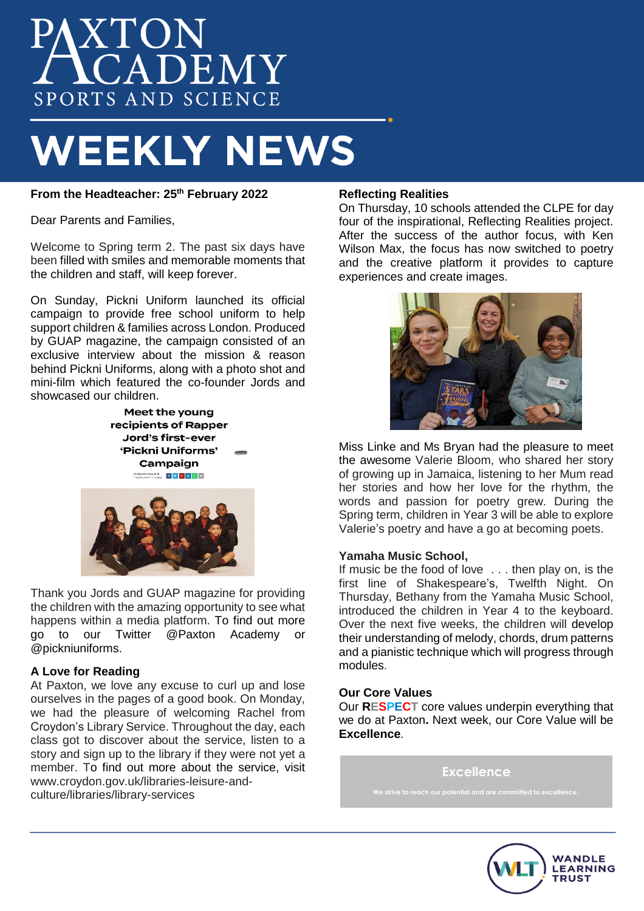# PAXTON ACADEMY

SPORTS AND SCIENCE

# WEEKLY NEWS

**From the Headteacher: 25th February 2022**

Dear Parents and Families,

Welcome to Spring term 2. The past six days have been filled with smiles and memorable moments that the children and staff, will keep forever.

On Sunday, Pickni Uniform launched its official campaign to provide free school uniform to help support children & families across London. Produced by GUAP magazine, the campaign consisted of an exclusive interview about the mission & reason behind Pickni Uniforms, along with a photo shot and mini-film which featured the co-founder Jords and showcased our children.

**Meet the young recipients of Rapper Jord's first-ever 'Pickni Uniforms' Campaign**

Thank you Jords and GUAP magazine for providing the children with the amazing opportunity to see what happens within a media platform. To find out more go to our Twitter @Paxton Academy or @pickniuniforms.

## A Love for Reading

At Paxton, we love any excuse to curl up and lose ourselves in the pages of a good book. On Monday, we had the pleasure of welcoming Rachel from Croydon's Library Service. Throughout the day, each class got to discover about the service, listen to a story and sign up to the library if they were not yet a member. To find out more about the service, visit www.croydon.gov.uk/libraries-leisure-and-culture/libraries/library-services

## Reflecting Realities

On Thursday, 10 schools attended the CLPE for day four of the inspirational, Reflecting Realities project. After the success of the author focus, with Ken Wilson Max, the focus has now switched to poetry and the creative platform it provides to capture experiences and create images.

Miss Linke and Ms Bryan had the pleasure to meet the awesome Valerie Bloom, who shared her story of growing up in Jamaica, listening to her Mum read her stories and how her love for the rhythm, the words and passion for poetry grew. During the Spring term, children in Year 3 will be able to explore Valerie's poetry and have a go at becoming poets.

## Yamaha Music School,

If music be the food of love . . . then play on, is the first line of Shakespeare's, Twelfth Night. On Thursday, Bethany from the Yamaha Music School, introduced the children in Year 4 to the keyboard. Over the next five weeks, the children will develop their understanding of melody, chords, drum patterns and a pianistic technique which will progress through modules.

## Our Core Values

Our **RESPECT** core values underpin everything that we do at Paxton**.** Next week, our Core Value will be **Excellence**.

**Excellence**

We strive to reach our potential and are committed to excellence.

WANDLE LEARNING TRUST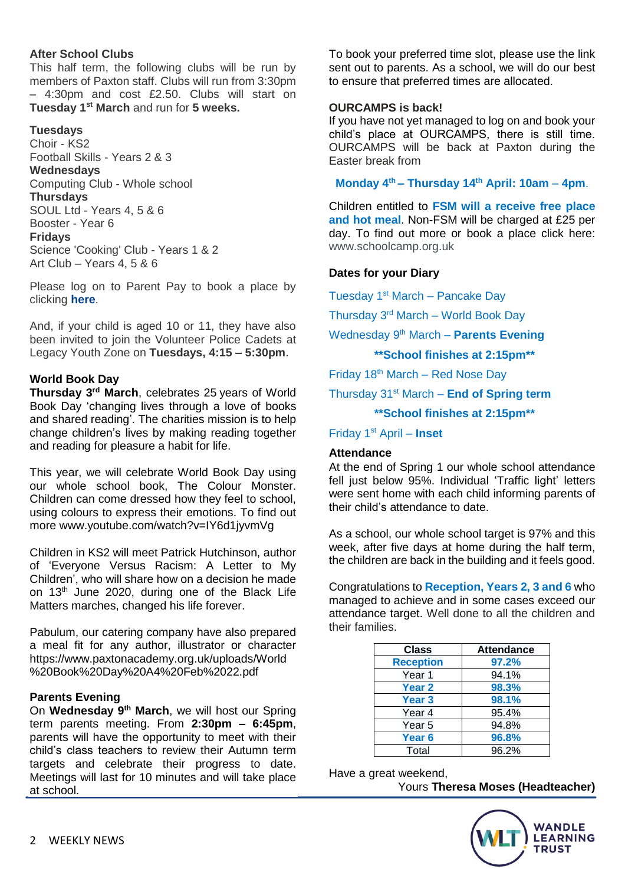### After School Clubs

This half term, the following clubs will be run by members of Paxton staff. Clubs will run from 3:30pm – 4:30pm and cost £2.50. Clubs will start on **Tuesday 1st March** and run for **5 weeks.**

**Tuesdays**
Choir - KS2
Football Skills - Years 2 & 3
**Wednesdays**
Computing Club - Whole school
**Thursdays**
SOUL Ltd - Years 4, 5 & 6
Booster - Year 6
**Fridays**
Science 'Cooking' Club - Years 1 & 2
Art Club – Years 4, 5 & 6

Please log on to Parent Pay to book a place by clicking **here**.

And, if your child is aged 10 or 11, they have also been invited to join the Volunteer Police Cadets at Legacy Youth Zone on **Tuesdays, 4:15 – 5:30pm**.

### World Book Day

**Thursday 3rd March**, celebrates 25 years of World Book Day 'changing lives through a love of books and shared reading'. The charities mission is to help change children's lives by making reading together and reading for pleasure a habit for life.

This year, we will celebrate World Book Day using our whole school book, The Colour Monster. Children can come dressed how they feel to school, using colours to express their emotions. To find out more www.youtube.com/watch?v=IY6d1jyvmVg

Children in KS2 will meet Patrick Hutchinson, author of 'Everyone Versus Racism: A Letter to My Children', who will share how on a decision he made on 13th June 2020, during one of the Black Life Matters marches, changed his life forever.

Pabulum, our catering company have also prepared a meal fit for any author, illustrator or character https://www.paxtonacademy.org.uk/uploads/World%20Book%20Day%20A4%20Feb%2022.pdf

### Parents Evening

On **Wednesday 9th March**, we will host our Spring term parents meeting. From **2:30pm – 6:45pm**, parents will have the opportunity to meet with their child's class teachers to review their Autumn term targets and celebrate their progress to date. Meetings will last for 10 minutes and will take place at school.

To book your preferred time slot, please use the link sent out to parents. As a school, we will do our best to ensure that preferred times are allocated.

### OURCAMPS is back!

If you have not yet managed to log on and book your child's place at OURCAMPS, there is still time. OURCAMPS will be back at Paxton during the Easter break from

**Monday 4th – Thursday 14th April: 10am – 4pm**.

Children entitled to **FSM will a receive free place and hot meal**. Non-FSM will be charged at £25 per day. To find out more or book a place click here: www.schoolcamp.org.uk

### Dates for your Diary

Tuesday 1st March – Pancake Day

Thursday 3rd March – World Book Day

Wednesday 9th March – **Parents Evening**

**\*\*School finishes at 2:15pm\*\***

Friday 18th March – Red Nose Day

Thursday 31st March – **End of Spring term**

**\*\*School finishes at 2:15pm\*\***

Friday 1st April – **Inset**

### Attendance

At the end of Spring 1 our whole school attendance fell just below 95%. Individual 'Traffic light' letters were sent home with each child informing parents of their child's attendance to date.

As a school, our whole school target is 97% and this week, after five days at home during the half term, the children are back in the building and it feels good.

Congratulations to **Reception, Years 2, 3 and 6** who managed to achieve and in some cases exceed our attendance target. Well done to all the children and their families.

| Class | Attendance |
|---|---|
| **Reception** | **97.2%** |
| Year 1 | 94.1% |
| **Year 2** | **98.3%** |
| **Year 3** | **98.1%** |
| Year 4 | 95.4% |
| Year 5 | 94.8% |
| **Year 6** | **96.8%** |
| Total | 96.2% |

Have a great weekend,
Yours **Theresa Moses (Headteacher)**